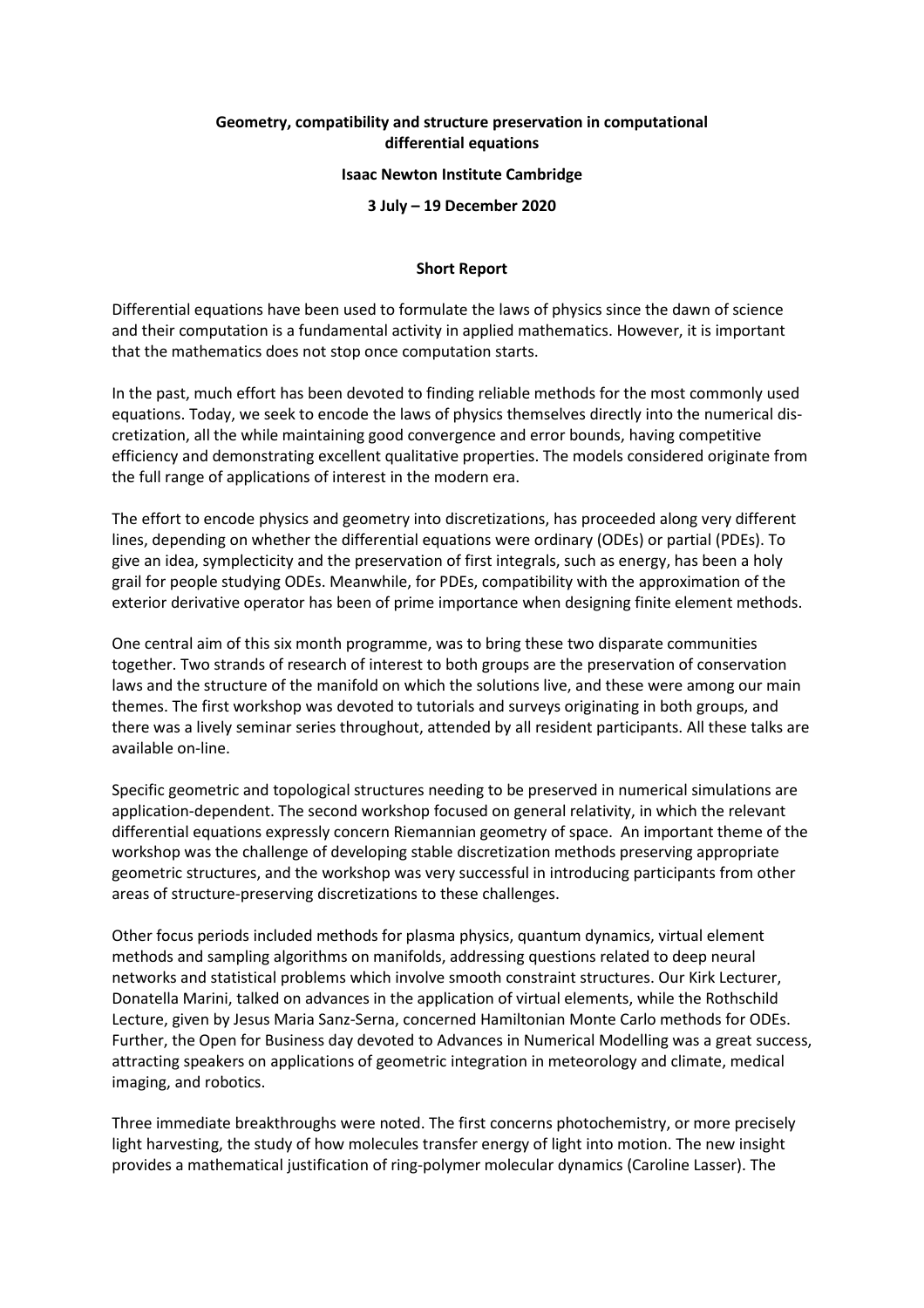**Geometry, compatibility and structure preservation in computational differential equations**

**Isaac Newton Institute Cambridge**

**3 July – 19 December 2020**

**Short Report**

Differential equations have been used to formulate the laws of physics since the dawn of science and their computation is a fundamental activity in applied mathematics. However, it is important that the mathematics does not stop once computation starts.

In the past, much effort has been devoted to finding reliable methods for the most commonly used equations. Today, we seek to encode the laws of physics themselves directly into the numerical discretization, all the while maintaining good convergence and error bounds, having competitive efficiency and demonstrating excellent qualitative properties. The models considered originate from the full range of applications of interest in the modern era.

The effort to encode physics and geometry into discretizations, has proceeded along very different lines, depending on whether the differential equations were ordinary (ODEs) or partial (PDEs). To give an idea, symplecticity and the preservation of first integrals, such as energy, has been a holy grail for people studying ODEs. Meanwhile, for PDEs, compatibility with the approximation of the exterior derivative operator has been of prime importance when designing finite element methods.

One central aim of this six month programme, was to bring these two disparate communities together. Two strands of research of interest to both groups are the preservation of conservation laws and the structure of the manifold on which the solutions live, and these were among our main themes. The first workshop was devoted to tutorials and surveys originating in both groups, and there was a lively seminar series throughout, attended by all resident participants. All these talks are available on-line.

Specific geometric and topological structures needing to be preserved in numerical simulations are application-dependent. The second workshop focused on general relativity, in which the relevant differential equations expressly concern Riemannian geometry of space. An important theme of the workshop was the challenge of developing stable discretization methods preserving appropriate geometric structures, and the workshop was very successful in introducing participants from other areas of structure-preserving discretizations to these challenges.

Other focus periods included methods for plasma physics, quantum dynamics, virtual element methods and sampling algorithms on manifolds, addressing questions related to deep neural networks and statistical problems which involve smooth constraint structures. Our Kirk Lecturer, Donatella Marini, talked on advances in the application of virtual elements, while the Rothschild Lecture, given by Jesus Maria Sanz-Serna, concerned Hamiltonian Monte Carlo methods for ODEs. Further, the Open for Business day devoted to Advances in Numerical Modelling was a great success, attracting speakers on applications of geometric integration in meteorology and climate, medical imaging, and robotics.

Three immediate breakthroughs were noted. The first concerns photochemistry, or more precisely light harvesting, the study of how molecules transfer energy of light into motion. The new insight provides a mathematical justification of ring-polymer molecular dynamics (Caroline Lasser). The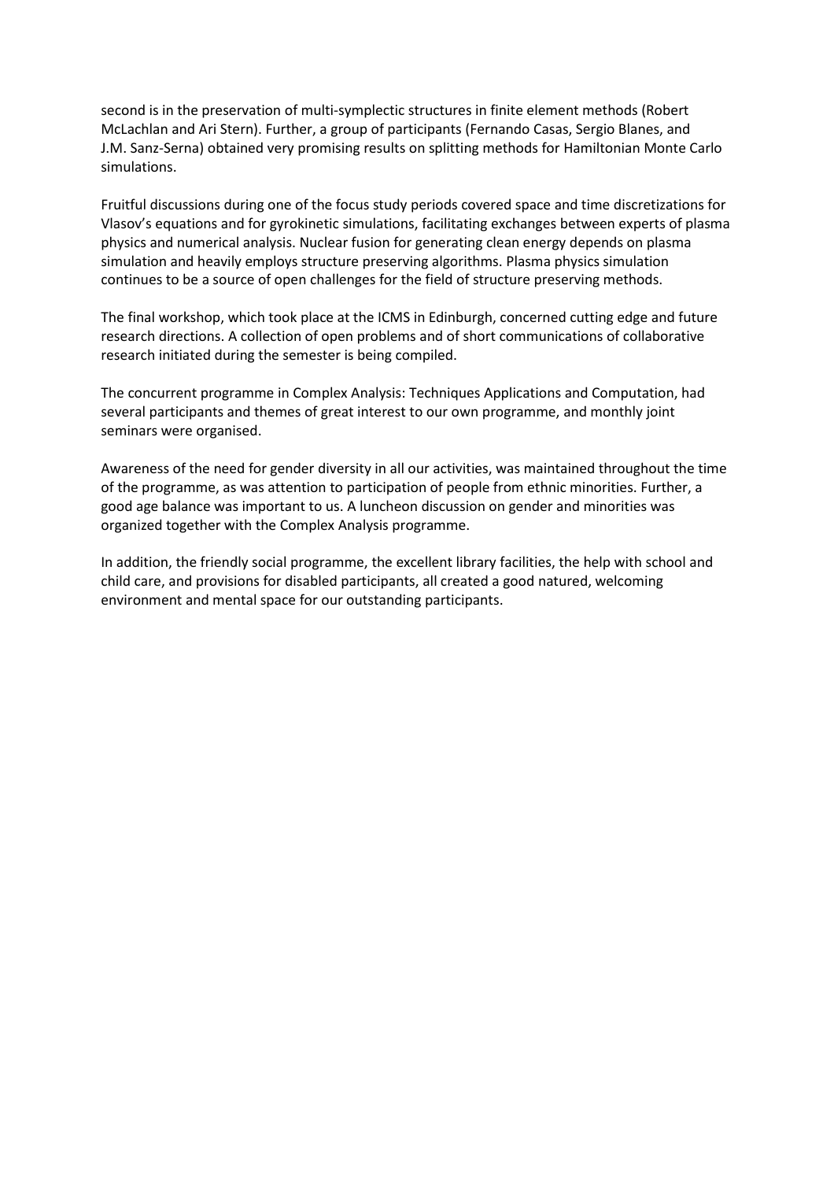second is in the preservation of multi-symplectic structures in finite element methods (Robert McLachlan and Ari Stern). Further, a group of participants (Fernando Casas, Sergio Blanes, and J.M. Sanz-Serna) obtained very promising results on splitting methods for Hamiltonian Monte Carlo simulations.

Fruitful discussions during one of the focus study periods covered space and time discretizations for Vlasov's equations and for gyrokinetic simulations, facilitating exchanges between experts of plasma physics and numerical analysis. Nuclear fusion for generating clean energy depends on plasma simulation and heavily employs structure preserving algorithms. Plasma physics simulation continues to be a source of open challenges for the field of structure preserving methods.

The final workshop, which took place at the ICMS in Edinburgh, concerned cutting edge and future research directions. A collection of open problems and of short communications of collaborative research initiated during the semester is being compiled.

The concurrent programme in Complex Analysis: Techniques Applications and Computation, had several participants and themes of great interest to our own programme, and monthly joint seminars were organised.

Awareness of the need for gender diversity in all our activities, was maintained throughout the time of the programme, as was attention to participation of people from ethnic minorities. Further, a good age balance was important to us. A luncheon discussion on gender and minorities was organized together with the Complex Analysis programme.

In addition, the friendly social programme, the excellent library facilities, the help with school and child care, and provisions for disabled participants, all created a good natured, welcoming environment and mental space for our outstanding participants.